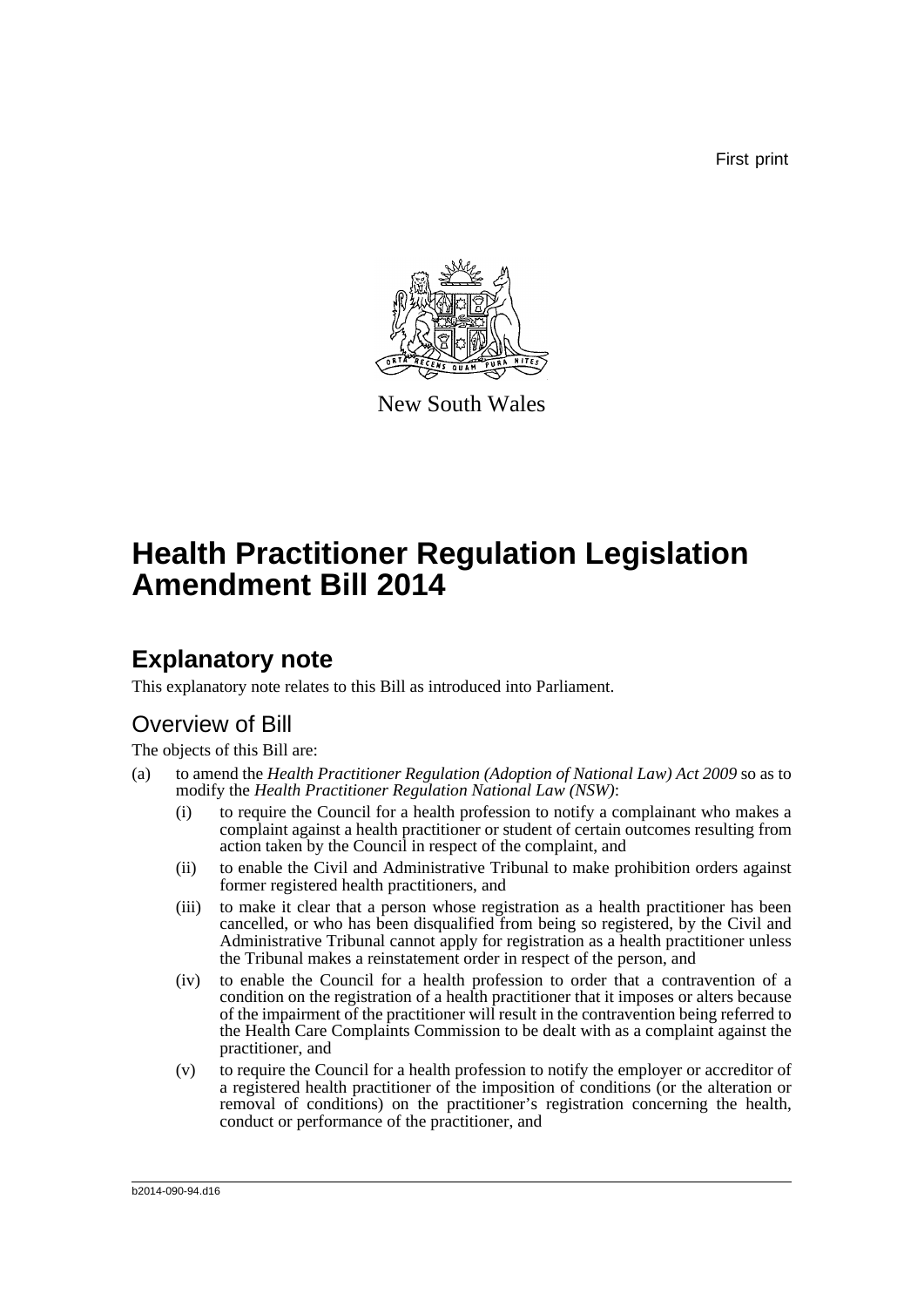First print

New South Wales

# Health Practitioner Regulation Legislation Amendment Bill 2014

## Explanatory note

This explanatory note relates to this Bill as introduced into Parliament.

### Overview of Bill

The objects of this Bill are:

(a) to amend the *Health Practitioner Regulation (Adoption of National Law) Act 2009* so as to modify the *Health Practitioner Regulation National Law (NSW)*:

   (i) to require the Council for a health profession to notify a complainant who makes a complaint against a health practitioner or student of certain outcomes resulting from action taken by the Council in respect of the complaint, and

   (ii) to enable the Civil and Administrative Tribunal to make prohibition orders against former registered health practitioners, and

   (iii) to make it clear that a person whose registration as a health practitioner has been cancelled, or who has been disqualified from being so registered, by the Civil and Administrative Tribunal cannot apply for registration as a health practitioner unless the Tribunal makes a reinstatement order in respect of the person, and

   (iv) to enable the Council for a health profession to order that a contravention of a condition on the registration of a health practitioner that it imposes or alters because of the impairment of the practitioner will result in the contravention being referred to the Health Care Complaints Commission to be dealt with as a complaint against the practitioner, and

   (v) to require the Council for a health profession to notify the employer or accreditor of a registered health practitioner of the imposition of conditions (or the alteration or removal of conditions) on the practitioner's registration concerning the health, conduct or performance of the practitioner, and

b2014-090-94.d16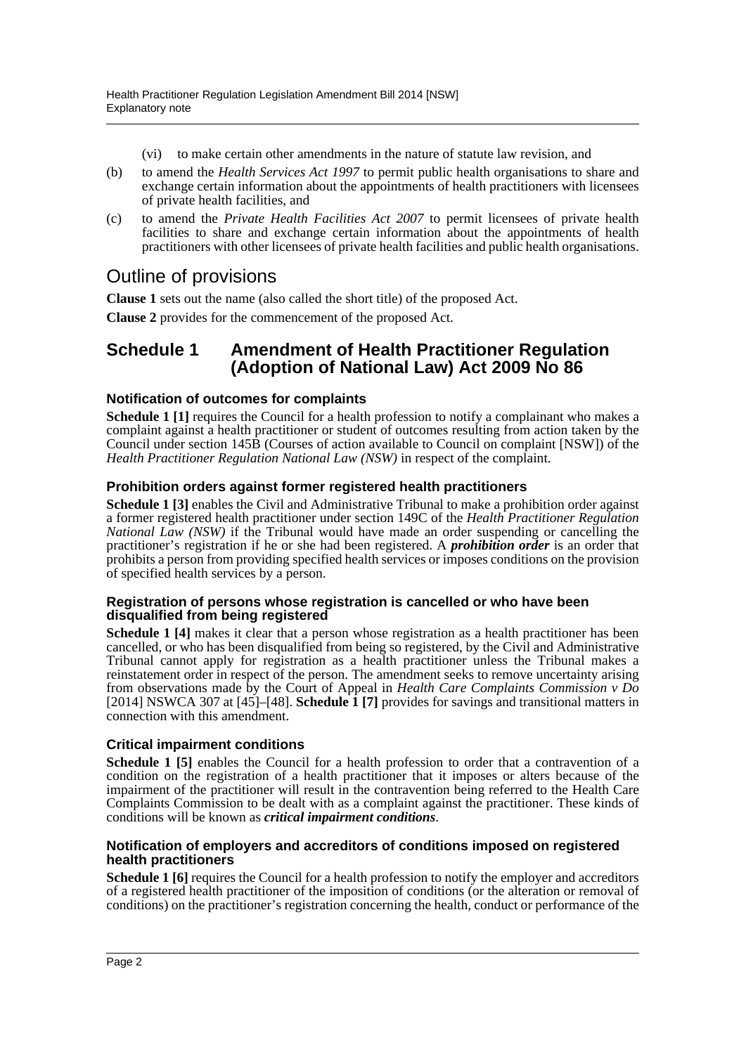(vi) to make certain other amendments in the nature of statute law revision, and

(b) to amend the *Health Services Act 1997* to permit public health organisations to share and exchange certain information about the appointments of health practitioners with licensees of private health facilities, and

(c) to amend the *Private Health Facilities Act 2007* to permit licensees of private health facilities to share and exchange certain information about the appointments of health practitioners with other licensees of private health facilities and public health organisations.

# Outline of provisions

**Clause 1** sets out the name (also called the short title) of the proposed Act.

**Clause 2** provides for the commencement of the proposed Act.

## Schedule 1 Amendment of Health Practitioner Regulation (Adoption of National Law) Act 2009 No 86

### Notification of outcomes for complaints

**Schedule 1 [1]** requires the Council for a health profession to notify a complainant who makes a complaint against a health practitioner or student of outcomes resulting from action taken by the Council under section 145B (Courses of action available to Council on complaint [NSW]) of the *Health Practitioner Regulation National Law (NSW)* in respect of the complaint.

### Prohibition orders against former registered health practitioners

**Schedule 1 [3]** enables the Civil and Administrative Tribunal to make a prohibition order against a former registered health practitioner under section 149C of the *Health Practitioner Regulation National Law (NSW)* if the Tribunal would have made an order suspending or cancelling the practitioner's registration if he or she had been registered. A ***prohibition order*** is an order that prohibits a person from providing specified health services or imposes conditions on the provision of specified health services by a person.

### Registration of persons whose registration is cancelled or who have been disqualified from being registered

**Schedule 1 [4]** makes it clear that a person whose registration as a health practitioner has been cancelled, or who has been disqualified from being so registered, by the Civil and Administrative Tribunal cannot apply for registration as a health practitioner unless the Tribunal makes a reinstatement order in respect of the person. The amendment seeks to remove uncertainty arising from observations made by the Court of Appeal in *Health Care Complaints Commission v Do* [2014] NSWCA 307 at [45]–[48]. **Schedule 1 [7]** provides for savings and transitional matters in connection with this amendment.

### Critical impairment conditions

**Schedule 1 [5]** enables the Council for a health profession to order that a contravention of a condition on the registration of a health practitioner that it imposes or alters because of the impairment of the practitioner will result in the contravention being referred to the Health Care Complaints Commission to be dealt with as a complaint against the practitioner. These kinds of conditions will be known as ***critical impairment conditions***.

### Notification of employers and accreditors of conditions imposed on registered health practitioners

**Schedule 1 [6]** requires the Council for a health profession to notify the employer and accreditors of a registered health practitioner of the imposition of conditions (or the alteration or removal of conditions) on the practitioner's registration concerning the health, conduct or performance of the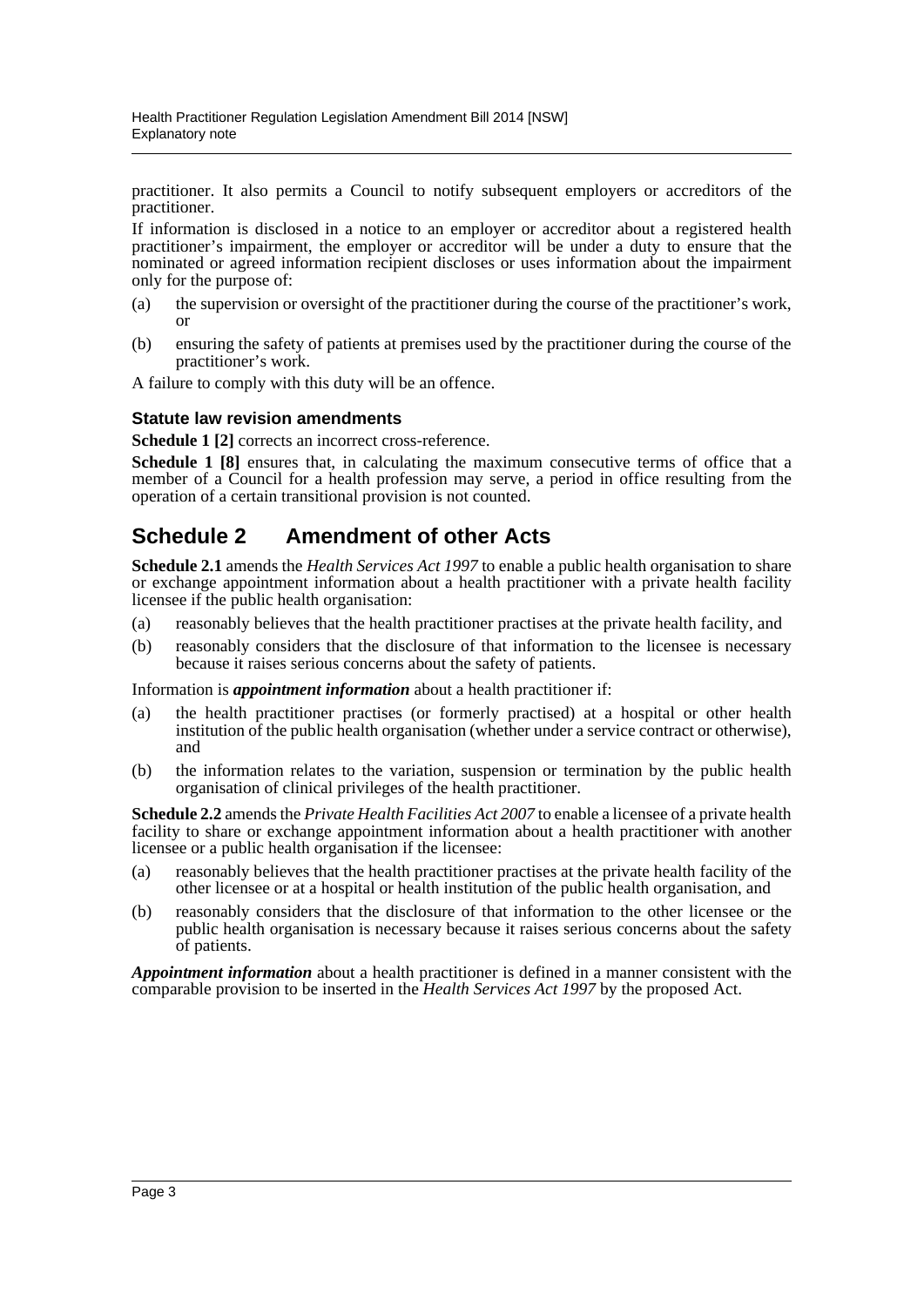practitioner. It also permits a Council to notify subsequent employers or accreditors of the practitioner.

If information is disclosed in a notice to an employer or accreditor about a registered health practitioner's impairment, the employer or accreditor will be under a duty to ensure that the nominated or agreed information recipient discloses or uses information about the impairment only for the purpose of:

(a) the supervision or oversight of the practitioner during the course of the practitioner's work, or

(b) ensuring the safety of patients at premises used by the practitioner during the course of the practitioner's work.

A failure to comply with this duty will be an offence.

### Statute law revision amendments

**Schedule 1 [2]** corrects an incorrect cross-reference.

**Schedule 1 [8]** ensures that, in calculating the maximum consecutive terms of office that a member of a Council for a health profession may serve, a period in office resulting from the operation of a certain transitional provision is not counted.

## Schedule 2 Amendment of other Acts

**Schedule 2.1** amends the *Health Services Act 1997* to enable a public health organisation to share or exchange appointment information about a health practitioner with a private health facility licensee if the public health organisation:

(a) reasonably believes that the health practitioner practises at the private health facility, and

(b) reasonably considers that the disclosure of that information to the licensee is necessary because it raises serious concerns about the safety of patients.

Information is ***appointment information*** about a health practitioner if:

(a) the health practitioner practises (or formerly practised) at a hospital or other health institution of the public health organisation (whether under a service contract or otherwise), and

(b) the information relates to the variation, suspension or termination by the public health organisation of clinical privileges of the health practitioner.

**Schedule 2.2** amends the *Private Health Facilities Act 2007* to enable a licensee of a private health facility to share or exchange appointment information about a health practitioner with another licensee or a public health organisation if the licensee:

(a) reasonably believes that the health practitioner practises at the private health facility of the other licensee or at a hospital or health institution of the public health organisation, and

(b) reasonably considers that the disclosure of that information to the other licensee or the public health organisation is necessary because it raises serious concerns about the safety of patients.

***Appointment information*** about a health practitioner is defined in a manner consistent with the comparable provision to be inserted in the *Health Services Act 1997* by the proposed Act.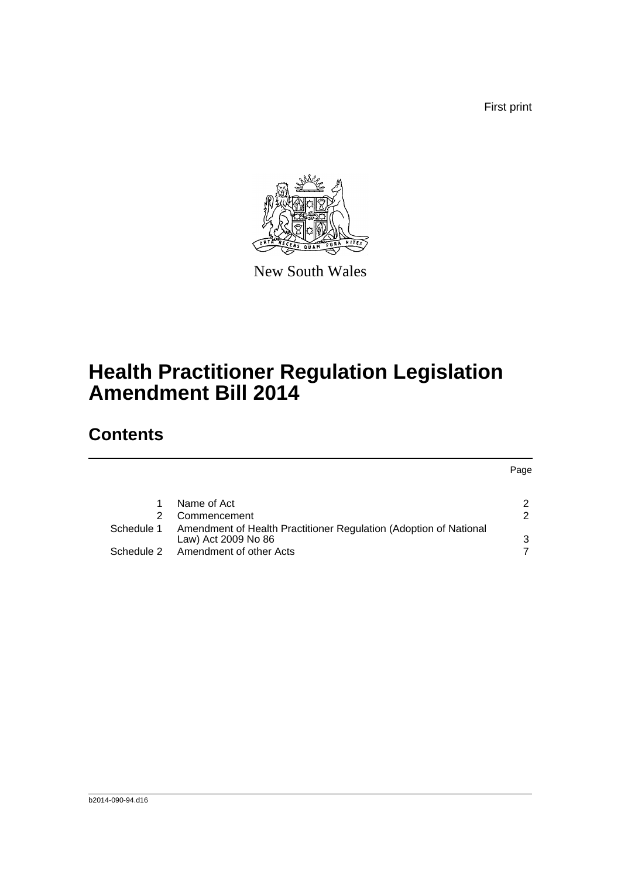First print

New South Wales

# Health Practitioner Regulation Legislation Amendment Bill 2014

## Contents

| | | Page |
|---|---|---|
| 1 | Name of Act | 2 |
| 2 | Commencement | 2 |
| Schedule 1 | Amendment of Health Practitioner Regulation (Adoption of National Law) Act 2009 No 86 | 3 |
| Schedule 2 | Amendment of other Acts | 7 |

b2014-090-94.d16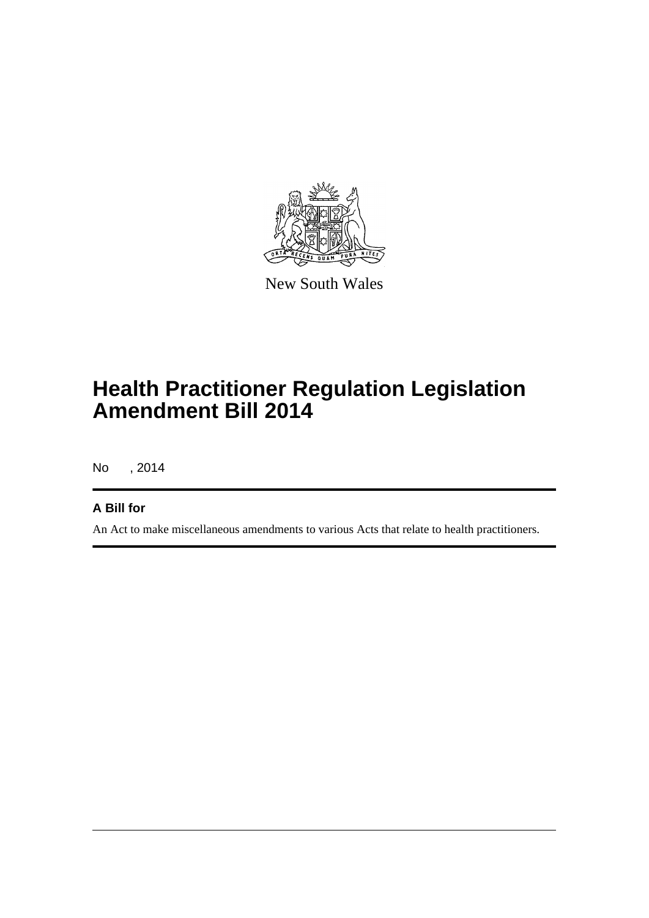New South Wales

# Health Practitioner Regulation Legislation Amendment Bill 2014

No , 2014

## A Bill for

An Act to make miscellaneous amendments to various Acts that relate to health practitioners.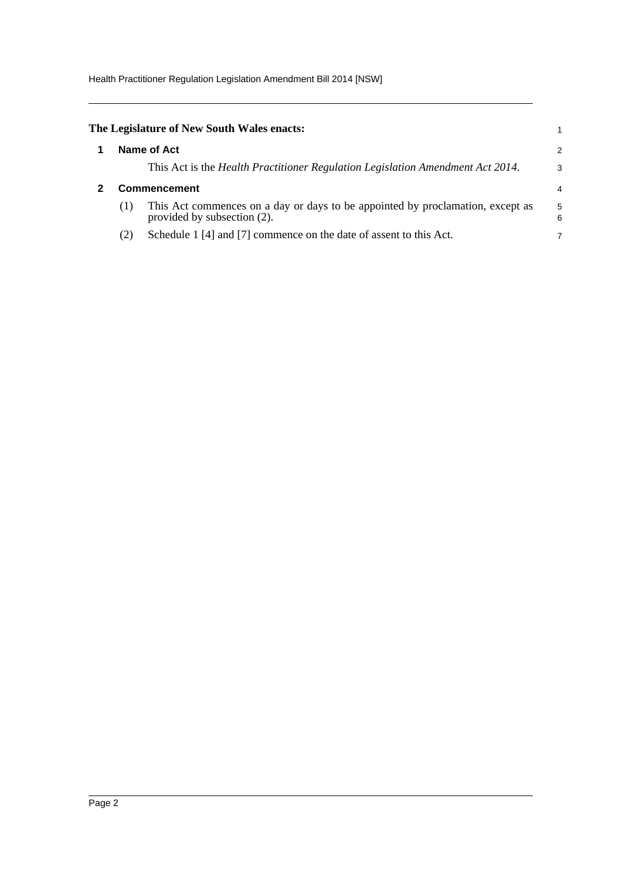**The Legislature of New South Wales enacts:**

## 1 Name of Act

This Act is the *Health Practitioner Regulation Legislation Amendment Act 2014*.

## 2 Commencement

(1) This Act commences on a day or days to be appointed by proclamation, except as provided by subsection (2).

(2) Schedule 1 [4] and [7] commence on the date of assent to this Act.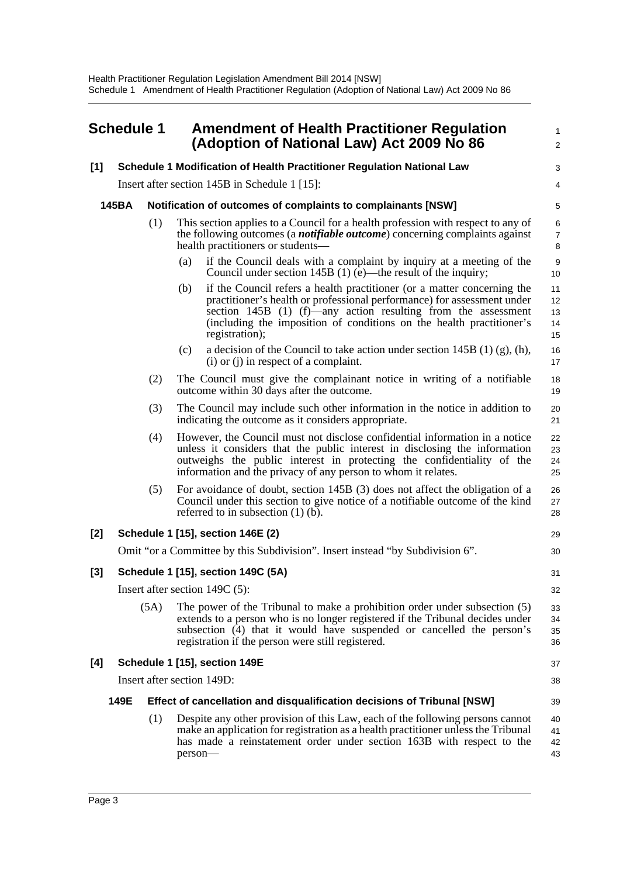## Schedule 1 Amendment of Health Practitioner Regulation (Adoption of National Law) Act 2009 No 86

### [1] Schedule 1 Modification of Health Practitioner Regulation National Law

Insert after section 145B in Schedule 1 [15]:

#### 145BA Notification of outcomes of complaints to complainants [NSW]

(1) This section applies to a Council for a health profession with respect to any of the following outcomes (a ***notifiable outcome***) concerning complaints against health practitioners or students—

- (a) if the Council deals with a complaint by inquiry at a meeting of the Council under section 145B (1) (e)—the result of the inquiry;
- (b) if the Council refers a health practitioner (or a matter concerning the practitioner's health or professional performance) for assessment under section 145B (1) (f)—any action resulting from the assessment (including the imposition of conditions on the health practitioner's registration);
- (c) a decision of the Council to take action under section 145B (1) (g), (h), (i) or (j) in respect of a complaint.

(2) The Council must give the complainant notice in writing of a notifiable outcome within 30 days after the outcome.

(3) The Council may include such other information in the notice in addition to indicating the outcome as it considers appropriate.

(4) However, the Council must not disclose confidential information in a notice unless it considers that the public interest in disclosing the information outweighs the public interest in protecting the confidentiality of the information and the privacy of any person to whom it relates.

(5) For avoidance of doubt, section 145B (3) does not affect the obligation of a Council under this section to give notice of a notifiable outcome of the kind referred to in subsection (1) (b).

### [2] Schedule 1 [15], section 146E (2)

Omit "or a Committee by this Subdivision". Insert instead "by Subdivision 6".

### [3] Schedule 1 [15], section 149C (5A)

Insert after section 149C (5):

(5A) The power of the Tribunal to make a prohibition order under subsection (5) extends to a person who is no longer registered if the Tribunal decides under subsection (4) that it would have suspended or cancelled the person's registration if the person were still registered.

### [4] Schedule 1 [15], section 149E

Insert after section 149D:

#### 149E Effect of cancellation and disqualification decisions of Tribunal [NSW]

(1) Despite any other provision of this Law, each of the following persons cannot make an application for registration as a health practitioner unless the Tribunal has made a reinstatement order under section 163B with respect to the person—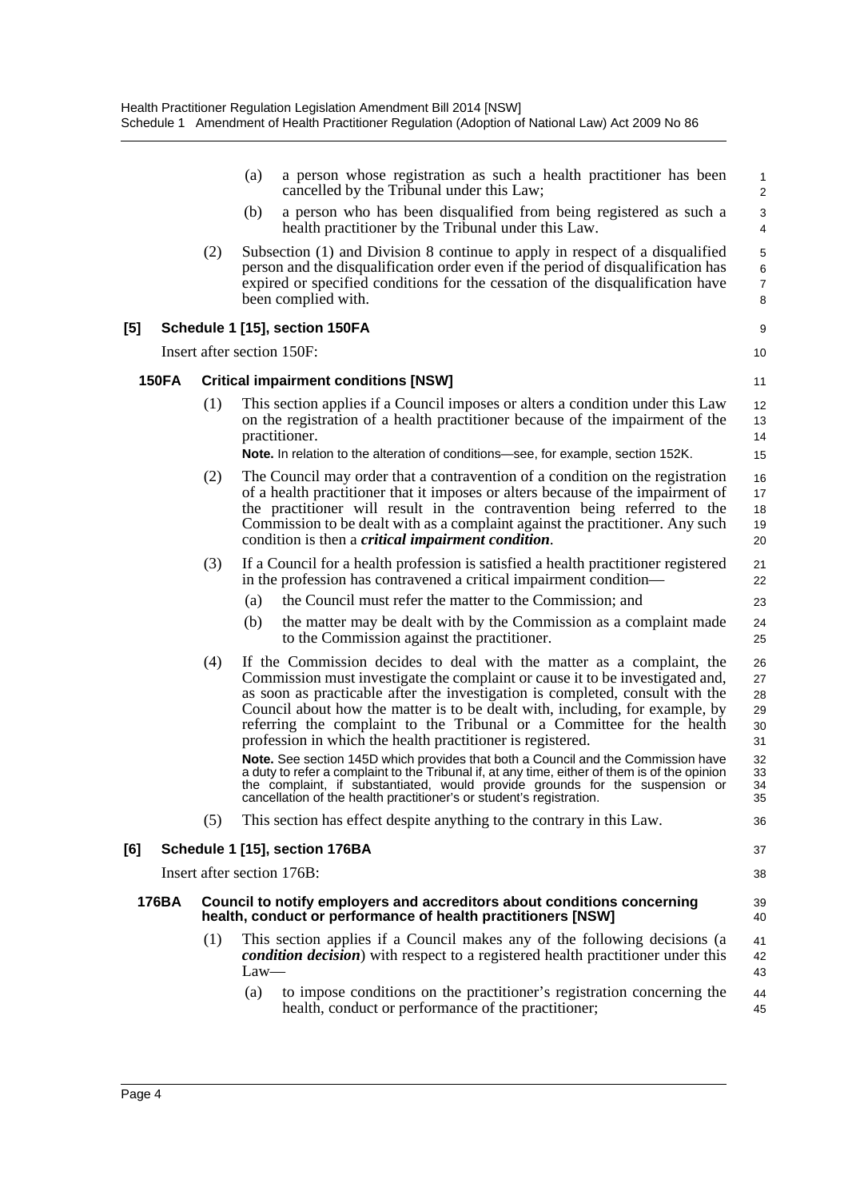(a) a person whose registration as such a health practitioner has been cancelled by the Tribunal under this Law;

(b) a person who has been disqualified from being registered as such a health practitioner by the Tribunal under this Law.

(2) Subsection (1) and Division 8 continue to apply in respect of a disqualified person and the disqualification order even if the period of disqualification has expired or specified conditions for the cessation of the disqualification have been complied with.

### [5] Schedule 1 [15], section 150FA

Insert after section 150F:

#### 150FA Critical impairment conditions [NSW]

(1) This section applies if a Council imposes or alters a condition under this Law on the registration of a health practitioner because of the impairment of the practitioner.

**Note.** In relation to the alteration of conditions—see, for example, section 152K.

(2) The Council may order that a contravention of a condition on the registration of a health practitioner that it imposes or alters because of the impairment of the practitioner will result in the contravention being referred to the Commission to be dealt with as a complaint against the practitioner. Any such condition is then a ***critical impairment condition***.

(3) If a Council for a health profession is satisfied a health practitioner registered in the profession has contravened a critical impairment condition—

(a) the Council must refer the matter to the Commission; and

(b) the matter may be dealt with by the Commission as a complaint made to the Commission against the practitioner.

(4) If the Commission decides to deal with the matter as a complaint, the Commission must investigate the complaint or cause it to be investigated and, as soon as practicable after the investigation is completed, consult with the Council about how the matter is to be dealt with, including, for example, by referring the complaint to the Tribunal or a Committee for the health profession in which the health practitioner is registered.

**Note.** See section 145D which provides that both a Council and the Commission have a duty to refer a complaint to the Tribunal if, at any time, either of them is of the opinion the complaint, if substantiated, would provide grounds for the suspension or cancellation of the health practitioner's or student's registration.

(5) This section has effect despite anything to the contrary in this Law.

### [6] Schedule 1 [15], section 176BA

Insert after section 176B:

#### 176BA Council to notify employers and accreditors about conditions concerning health, conduct or performance of health practitioners [NSW]

(1) This section applies if a Council makes any of the following decisions (a ***condition decision***) with respect to a registered health practitioner under this Law—

(a) to impose conditions on the practitioner's registration concerning the health, conduct or performance of the practitioner;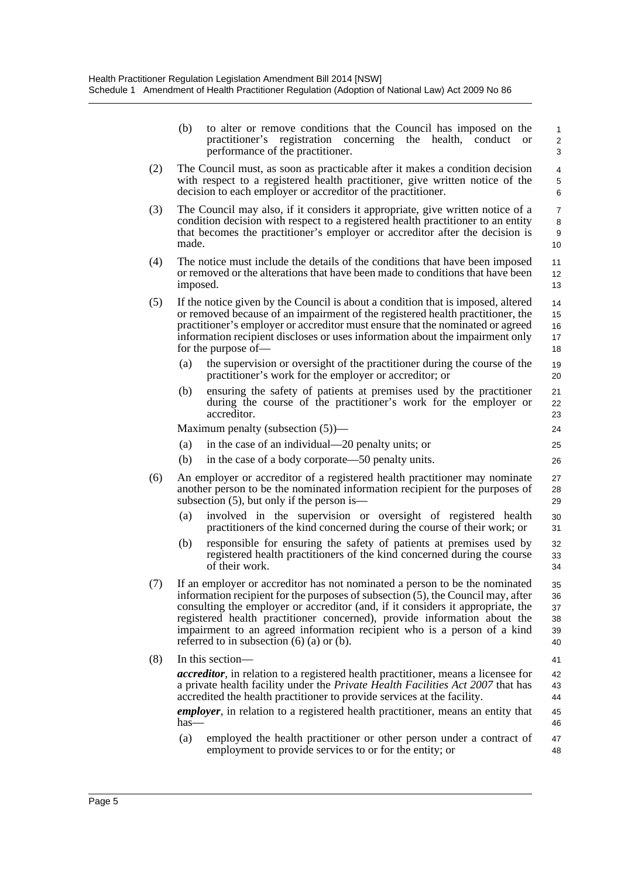(b) to alter or remove conditions that the Council has imposed on the practitioner's registration concerning the health, conduct or performance of the practitioner.

(2) The Council must, as soon as practicable after it makes a condition decision with respect to a registered health practitioner, give written notice of the decision to each employer or accreditor of the practitioner.

(3) The Council may also, if it considers it appropriate, give written notice of a condition decision with respect to a registered health practitioner to an entity that becomes the practitioner's employer or accreditor after the decision is made.

(4) The notice must include the details of the conditions that have been imposed or removed or the alterations that have been made to conditions that have been imposed.

(5) If the notice given by the Council is about a condition that is imposed, altered or removed because of an impairment of the registered health practitioner, the practitioner's employer or accreditor must ensure that the nominated or agreed information recipient discloses or uses information about the impairment only for the purpose of—

(a) the supervision or oversight of the practitioner during the course of the practitioner's work for the employer or accreditor; or

(b) ensuring the safety of patients at premises used by the practitioner during the course of the practitioner's work for the employer or accreditor.

Maximum penalty (subsection (5))—

(a) in the case of an individual—20 penalty units; or

(b) in the case of a body corporate—50 penalty units.

(6) An employer or accreditor of a registered health practitioner may nominate another person to be the nominated information recipient for the purposes of subsection (5), but only if the person is—

(a) involved in the supervision or oversight of registered health practitioners of the kind concerned during the course of their work; or

(b) responsible for ensuring the safety of patients at premises used by registered health practitioners of the kind concerned during the course of their work.

(7) If an employer or accreditor has not nominated a person to be the nominated information recipient for the purposes of subsection (5), the Council may, after consulting the employer or accreditor (and, if it considers it appropriate, the registered health practitioner concerned), provide information about the impairment to an agreed information recipient who is a person of a kind referred to in subsection (6) (a) or (b).

(8) In this section—

***accreditor***, in relation to a registered health practitioner, means a licensee for a private health facility under the *Private Health Facilities Act 2007* that has accredited the health practitioner to provide services at the facility.

***employer***, in relation to a registered health practitioner, means an entity that has—

(a) employed the health practitioner or other person under a contract of employment to provide services to or for the entity; or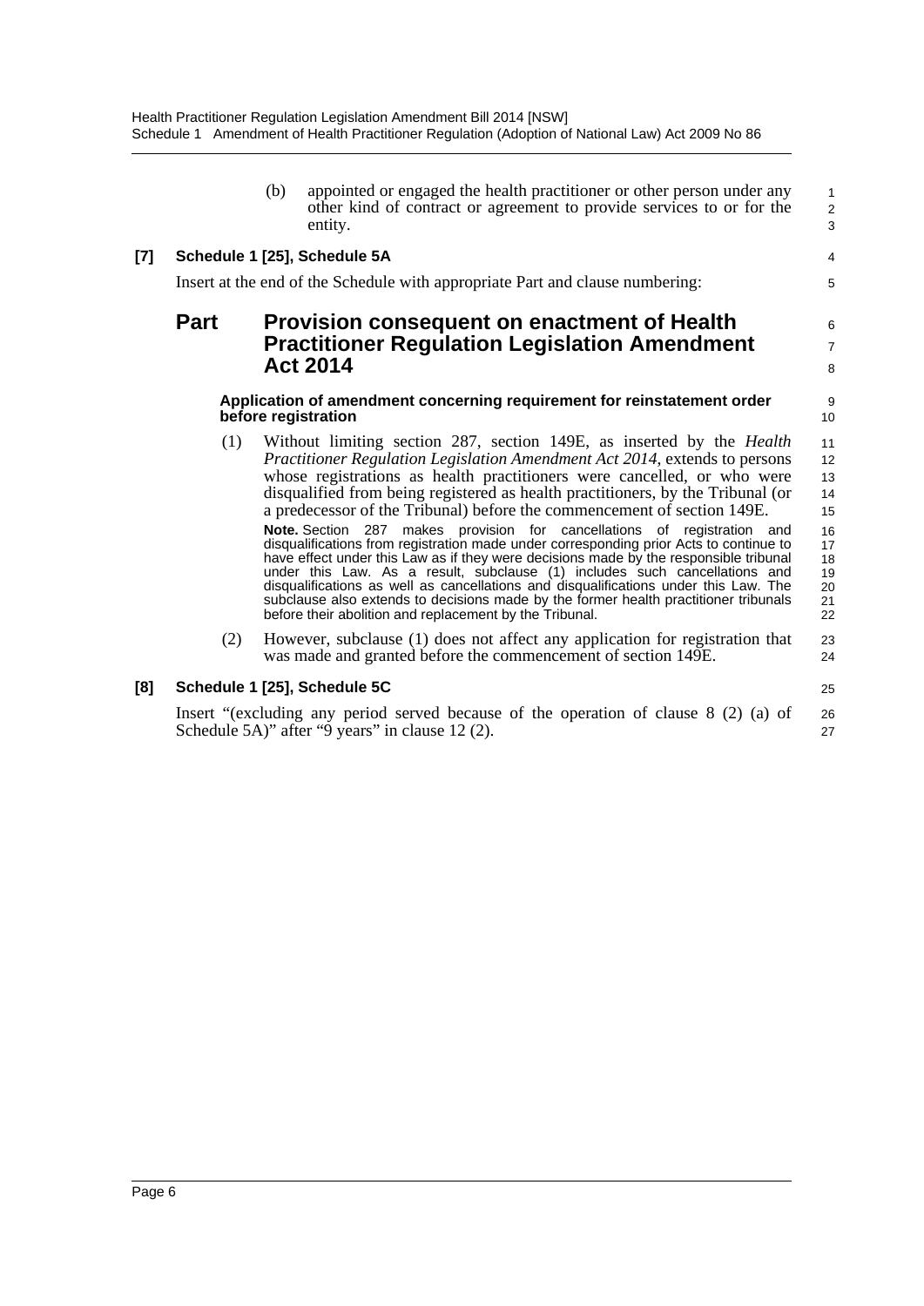(b) appointed or engaged the health practitioner or other person under any other kind of contract or agreement to provide services to or for the entity.

**[7] Schedule 1 [25], Schedule 5A**

Insert at the end of the Schedule with appropriate Part and clause numbering:

# Part Provision consequent on enactment of Health Practitioner Regulation Legislation Amendment Act 2014

**Application of amendment concerning requirement for reinstatement order before registration**

(1) Without limiting section 287, section 149E, as inserted by the *Health Practitioner Regulation Legislation Amendment Act 2014*, extends to persons whose registrations as health practitioners were cancelled, or who were disqualified from being registered as health practitioners, by the Tribunal (or a predecessor of the Tribunal) before the commencement of section 149E.

**Note.** Section 287 makes provision for cancellations of registration and disqualifications from registration made under corresponding prior Acts to continue to have effect under this Law as if they were decisions made by the responsible tribunal under this Law. As a result, subclause (1) includes such cancellations and disqualifications as well as cancellations and disqualifications under this Law. The subclause also extends to decisions made by the former health practitioner tribunals before their abolition and replacement by the Tribunal.

(2) However, subclause (1) does not affect any application for registration that was made and granted before the commencement of section 149E.

**[8] Schedule 1 [25], Schedule 5C**

Insert "(excluding any period served because of the operation of clause 8 (2) (a) of Schedule 5A)" after "9 years" in clause 12 (2).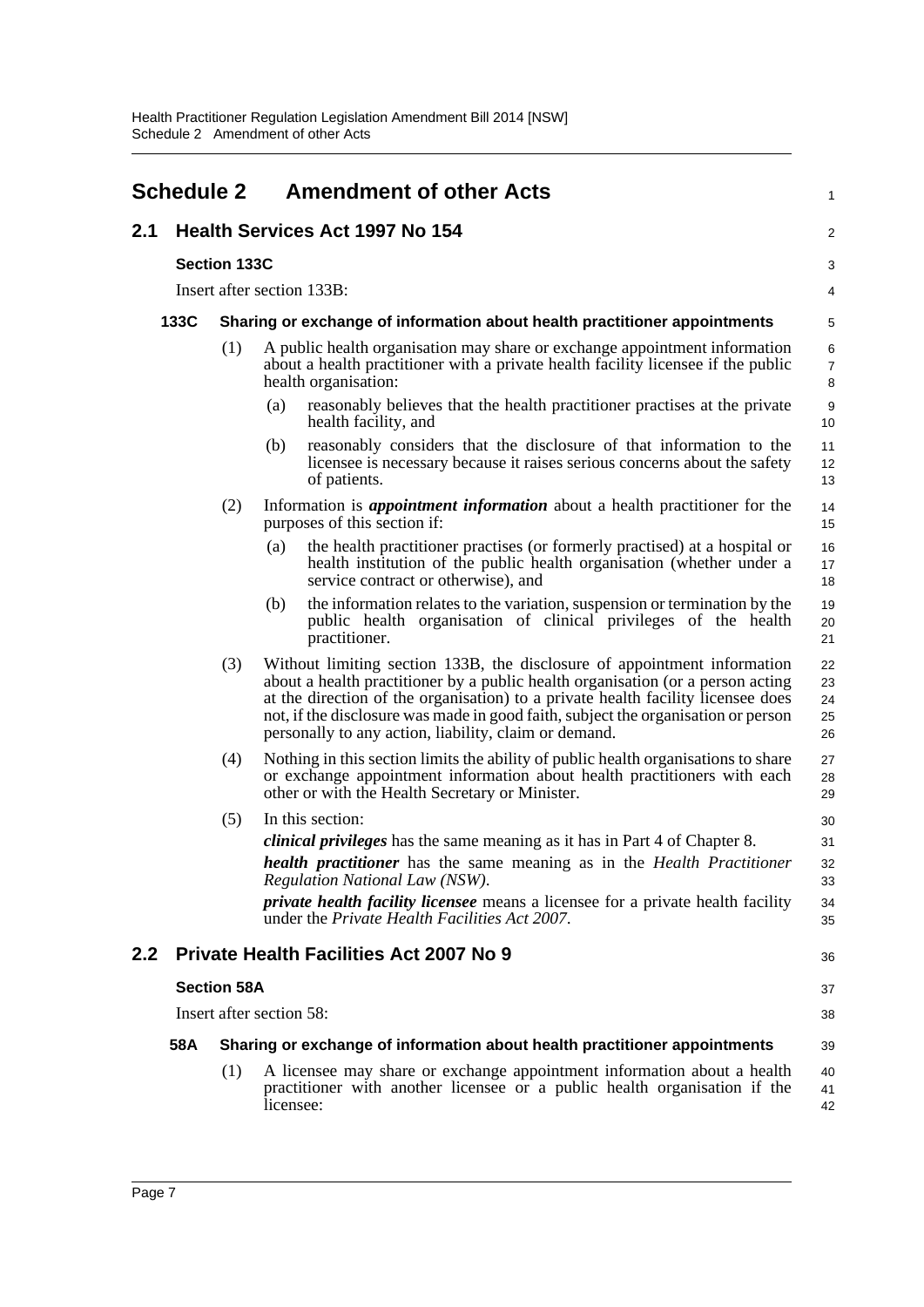# Schedule 2 Amendment of other Acts

## 2.1 Health Services Act 1997 No 154

### Section 133C

Insert after section 133B:

#### 133C Sharing or exchange of information about health practitioner appointments

(1) A public health organisation may share or exchange appointment information about a health practitioner with a private health facility licensee if the public health organisation:

(a) reasonably believes that the health practitioner practises at the private health facility, and

(b) reasonably considers that the disclosure of that information to the licensee is necessary because it raises serious concerns about the safety of patients.

(2) Information is ***appointment information*** about a health practitioner for the purposes of this section if:

(a) the health practitioner practises (or formerly practised) at a hospital or health institution of the public health organisation (whether under a service contract or otherwise), and

(b) the information relates to the variation, suspension or termination by the public health organisation of clinical privileges of the health practitioner.

(3) Without limiting section 133B, the disclosure of appointment information about a health practitioner by a public health organisation (or a person acting at the direction of the organisation) to a private health facility licensee does not, if the disclosure was made in good faith, subject the organisation or person personally to any action, liability, claim or demand.

(4) Nothing in this section limits the ability of public health organisations to share or exchange appointment information about health practitioners with each other or with the Health Secretary or Minister.

(5) In this section:

***clinical privileges*** has the same meaning as it has in Part 4 of Chapter 8.

***health practitioner*** has the same meaning as in the *Health Practitioner Regulation National Law (NSW)*.

***private health facility licensee*** means a licensee for a private health facility under the *Private Health Facilities Act 2007*.

## 2.2 Private Health Facilities Act 2007 No 9

### Section 58A

Insert after section 58:

#### 58A Sharing or exchange of information about health practitioner appointments

(1) A licensee may share or exchange appointment information about a health practitioner with another licensee or a public health organisation if the licensee: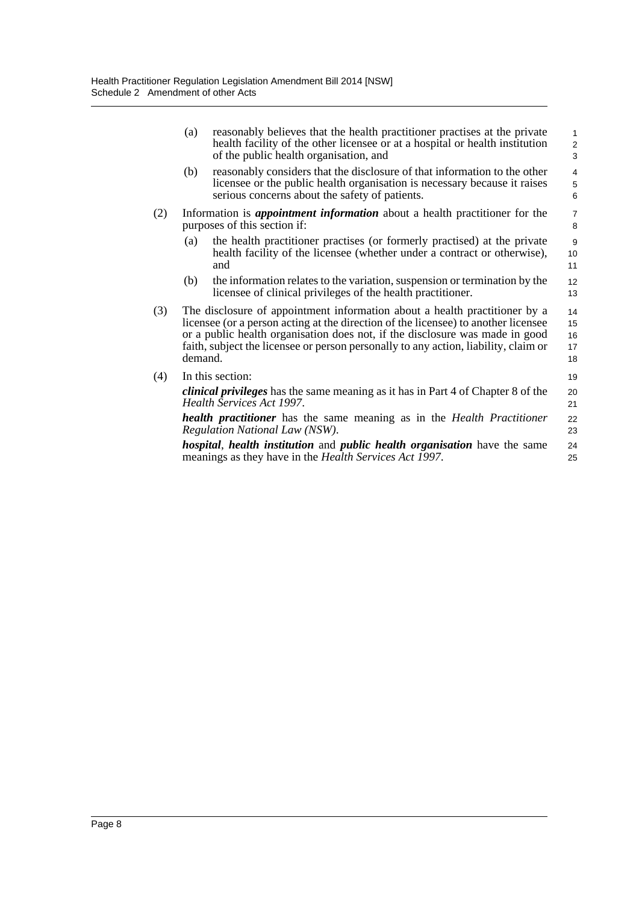(a) reasonably believes that the health practitioner practises at the private health facility of the other licensee or at a hospital or health institution of the public health organisation, and

(b) reasonably considers that the disclosure of that information to the other licensee or the public health organisation is necessary because it raises serious concerns about the safety of patients.

(2) Information is ***appointment information*** about a health practitioner for the purposes of this section if:

(a) the health practitioner practises (or formerly practised) at the private health facility of the licensee (whether under a contract or otherwise), and

(b) the information relates to the variation, suspension or termination by the licensee of clinical privileges of the health practitioner.

(3) The disclosure of appointment information about a health practitioner by a licensee (or a person acting at the direction of the licensee) to another licensee or a public health organisation does not, if the disclosure was made in good faith, subject the licensee or person personally to any action, liability, claim or demand.

(4) In this section:

***clinical privileges*** has the same meaning as it has in Part 4 of Chapter 8 of the *Health Services Act 1997*.

***health practitioner*** has the same meaning as in the *Health Practitioner Regulation National Law (NSW)*.

***hospital***, ***health institution*** and ***public health organisation*** have the same meanings as they have in the *Health Services Act 1997*.